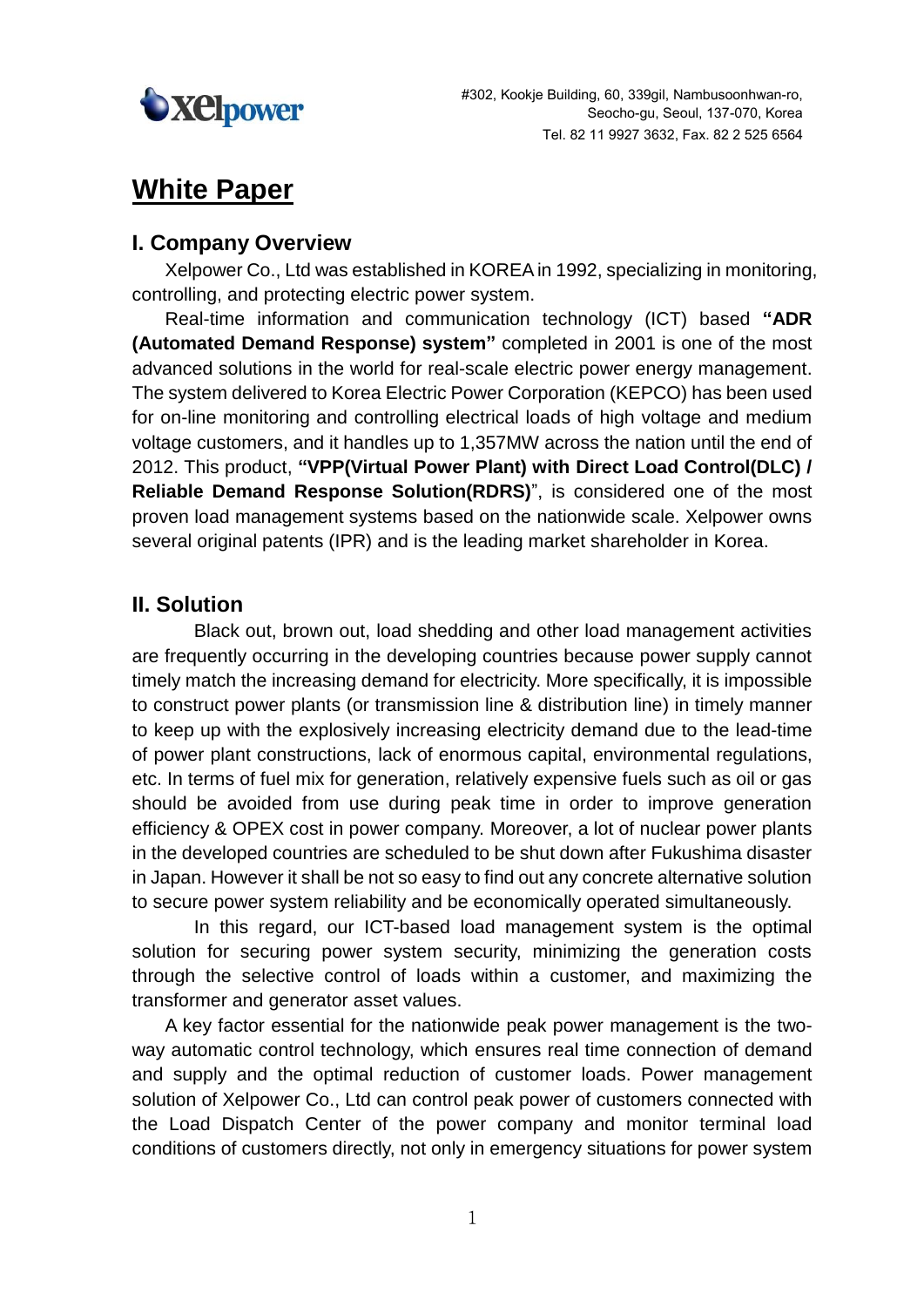#302, Kookje Building, 60, 339gil, Nambusoonhwan-ro,
Seocho-gu, Seoul, 137-070, Korea
Tel. 82 11 9927 3632, Fax. 82 2 525 6564

# White Paper

## I. Company Overview

Xelpower Co., Ltd was established in KOREA in 1992, specializing in monitoring, controlling, and protecting electric power system.

Real-time information and communication technology (ICT) based **"ADR (Automated Demand Response) system"** completed in 2001 is one of the most advanced solutions in the world for real-scale electric power energy management. The system delivered to Korea Electric Power Corporation (KEPCO) has been used for on-line monitoring and controlling electrical loads of high voltage and medium voltage customers, and it handles up to 1,357MW across the nation until the end of 2012. This product, **"VPP(Virtual Power Plant) with Direct Load Control(DLC) / Reliable Demand Response Solution(RDRS)**", is considered one of the most proven load management systems based on the nationwide scale. Xelpower owns several original patents (IPR) and is the leading market shareholder in Korea.

## II. Solution

Black out, brown out, load shedding and other load management activities are frequently occurring in the developing countries because power supply cannot timely match the increasing demand for electricity. More specifically, it is impossible to construct power plants (or transmission line & distribution line) in timely manner to keep up with the explosively increasing electricity demand due to the lead-time of power plant constructions, lack of enormous capital, environmental regulations, etc. In terms of fuel mix for generation, relatively expensive fuels such as oil or gas should be avoided from use during peak time in order to improve generation efficiency & OPEX cost in power company. Moreover, a lot of nuclear power plants in the developed countries are scheduled to be shut down after Fukushima disaster in Japan. However it shall be not so easy to find out any concrete alternative solution to secure power system reliability and be economically operated simultaneously.

In this regard, our ICT-based load management system is the optimal solution for securing power system security, minimizing the generation costs through the selective control of loads within a customer, and maximizing the transformer and generator asset values.

A key factor essential for the nationwide peak power management is the two-way automatic control technology, which ensures real time connection of demand and supply and the optimal reduction of customer loads. Power management solution of Xelpower Co., Ltd can control peak power of customers connected with the Load Dispatch Center of the power company and monitor terminal load conditions of customers directly, not only in emergency situations for power system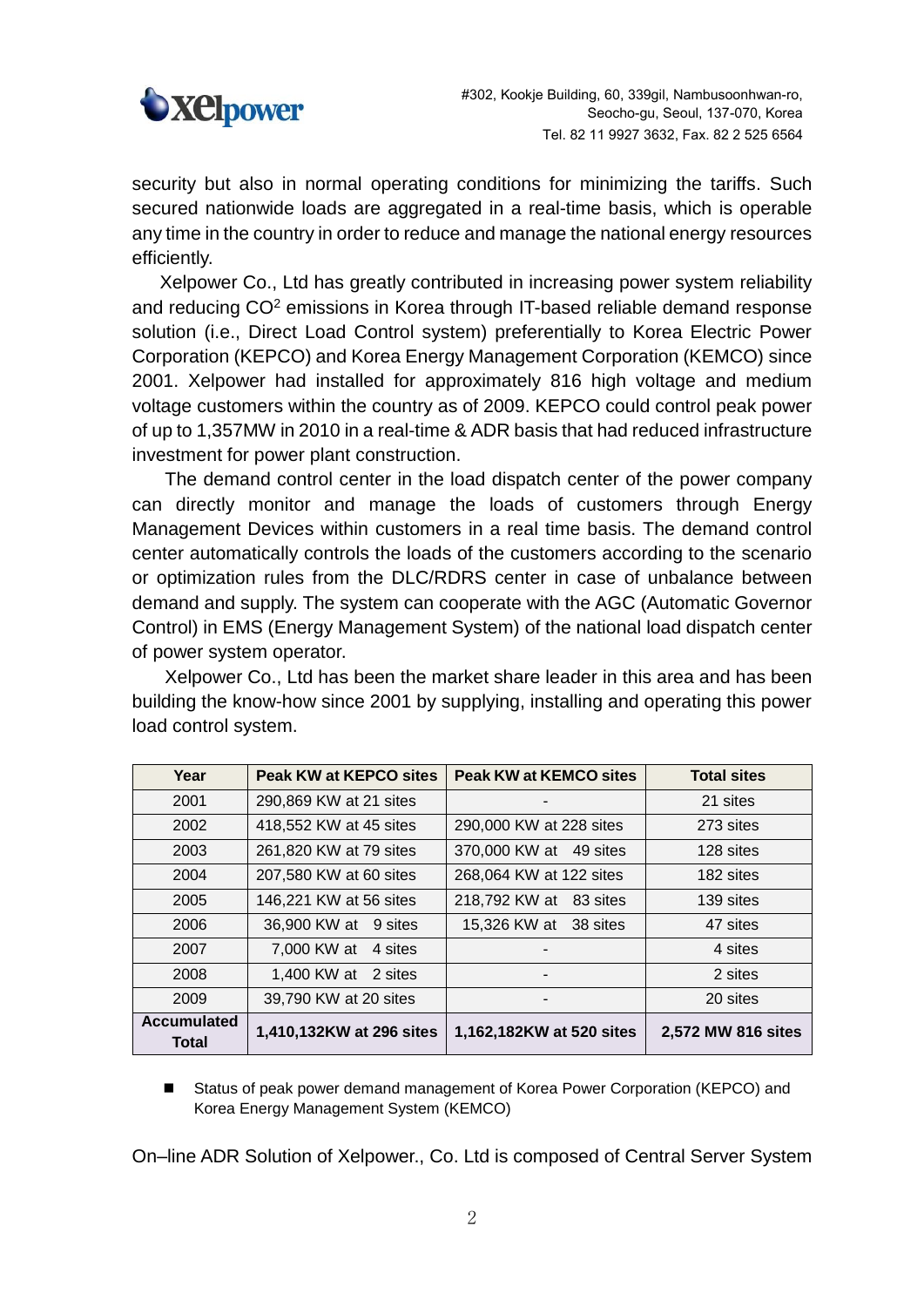security but also in normal operating conditions for minimizing the tariffs. Such secured nationwide loads are aggregated in a real-time basis, which is operable any time in the country in order to reduce and manage the national energy resources efficiently.

Xelpower Co., Ltd has greatly contributed in increasing power system reliability and reducing $CO^2$ emissions in Korea through IT-based reliable demand response solution (i.e., Direct Load Control system) preferentially to Korea Electric Power Corporation (KEPCO) and Korea Energy Management Corporation (KEMCO) since 2001. Xelpower had installed for approximately 816 high voltage and medium voltage customers within the country as of 2009. KEPCO could control peak power of up to 1,357MW in 2010 in a real-time & ADR basis that had reduced infrastructure investment for power plant construction.

The demand control center in the load dispatch center of the power company can directly monitor and manage the loads of customers through Energy Management Devices within customers in a real time basis. The demand control center automatically controls the loads of the customers according to the scenario or optimization rules from the DLC/RDRS center in case of unbalance between demand and supply. The system can cooperate with the AGC (Automatic Governor Control) in EMS (Energy Management System) of the national load dispatch center of power system operator.

Xelpower Co., Ltd has been the market share leader in this area and has been building the know-how since 2001 by supplying, installing and operating this power load control system.

| Year | Peak KW at KEPCO sites | Peak KW at KEMCO sites | Total sites |
|---|---|---|---|
| 2001 | 290,869 KW at 21 sites | - | 21 sites |
| 2002 | 418,552 KW at 45 sites | 290,000 KW at 228 sites | 273 sites |
| 2003 | 261,820 KW at 79 sites | 370,000 KW at 49 sites | 128 sites |
| 2004 | 207,580 KW at 60 sites | 268,064 KW at 122 sites | 182 sites |
| 2005 | 146,221 KW at 56 sites | 218,792 KW at 83 sites | 139 sites |
| 2006 | 36,900 KW at 9 sites | 15,326 KW at 38 sites | 47 sites |
| 2007 | 7,000 KW at 4 sites | - | 4 sites |
| 2008 | 1,400 KW at 2 sites | - | 2 sites |
| 2009 | 39,790 KW at 20 sites | - | 20 sites |
| **Accumulated Total** | **1,410,132KW at 296 sites** | **1,162,182KW at 520 sites** | **2,572 MW 816 sites** |

- Status of peak power demand management of Korea Power Corporation (KEPCO) and Korea Energy Management System (KEMCO)

On–line ADR Solution of Xelpower., Co. Ltd is composed of Central Server System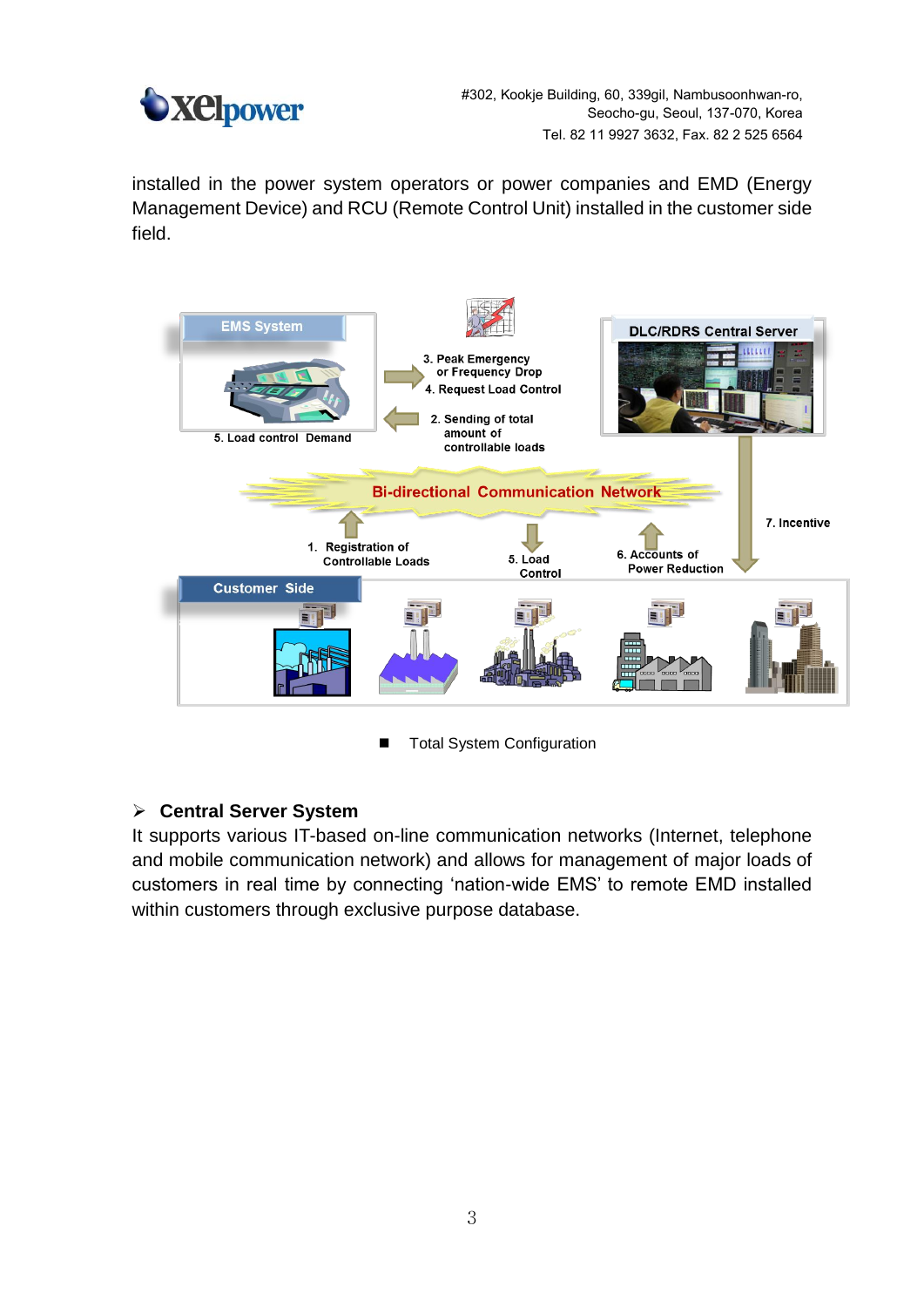installed in the power system operators or power companies and EMD (Energy Management Device) and RCU (Remote Control Unit) installed in the customer side field.

■ Total System Configuration

## ➢ Central Server System

It supports various IT-based on-line communication networks (Internet, telephone and mobile communication network) and allows for management of major loads of customers in real time by connecting 'nation-wide EMS' to remote EMD installed within customers through exclusive purpose database.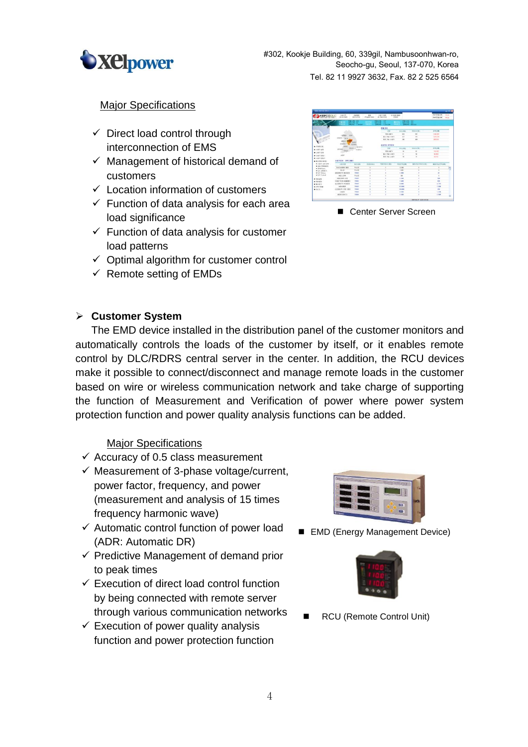Major Specifications

- ✓ Direct load control through interconnection of EMS
- ✓ Management of historical demand of customers
- ✓ Location information of customers
- ✓ Function of data analysis for each area load significance
- ✓ Function of data analysis for customer load patterns
- ✓ Optimal algorithm for customer control
- ✓ Remote setting of EMDs

■ Center Server Screen

## ➢ Customer System

The EMD device installed in the distribution panel of the customer monitors and automatically controls the loads of the customer by itself, or it enables remote control by DLC/RDRS central server in the center. In addition, the RCU devices make it possible to connect/disconnect and manage remote loads in the customer based on wire or wireless communication network and take charge of supporting the function of Measurement and Verification of power where power system protection function and power quality analysis functions can be added.

Major Specifications

- ✓ Accuracy of 0.5 class measurement
- ✓ Measurement of 3-phase voltage/current, power factor, frequency, and power (measurement and analysis of 15 times frequency harmonic wave)
- ✓ Automatic control function of power load (ADR: Automatic DR)
- ✓ Predictive Management of demand prior to peak times
- ✓ Execution of direct load control function by being connected with remote server through various communication networks
- ✓ Execution of power quality analysis function and power protection function

■ EMD (Energy Management Device)

■ RCU (Remote Control Unit)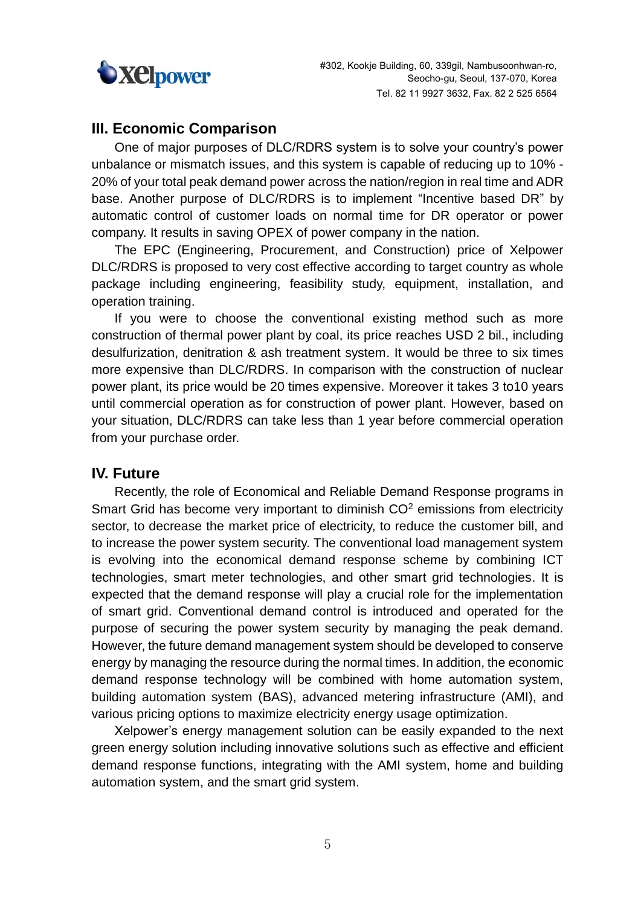## III. Economic Comparison

One of major purposes of DLC/RDRS system is to solve your country's power unbalance or mismatch issues, and this system is capable of reducing up to 10% - 20% of your total peak demand power across the nation/region in real time and ADR base. Another purpose of DLC/RDRS is to implement "Incentive based DR" by automatic control of customer loads on normal time for DR operator or power company. It results in saving OPEX of power company in the nation.

The EPC (Engineering, Procurement, and Construction) price of Xelpower DLC/RDRS is proposed to very cost effective according to target country as whole package including engineering, feasibility study, equipment, installation, and operation training.

If you were to choose the conventional existing method such as more construction of thermal power plant by coal, its price reaches USD 2 bil., including desulfurization, denitration & ash treatment system. It would be three to six times more expensive than DLC/RDRS. In comparison with the construction of nuclear power plant, its price would be 20 times expensive. Moreover it takes 3 to10 years until commercial operation as for construction of power plant. However, based on your situation, DLC/RDRS can take less than 1 year before commercial operation from your purchase order.

## IV. Future

Recently, the role of Economical and Reliable Demand Response programs in Smart Grid has become very important to diminish $CO^2$ emissions from electricity sector, to decrease the market price of electricity, to reduce the customer bill, and to increase the power system security. The conventional load management system is evolving into the economical demand response scheme by combining ICT technologies, smart meter technologies, and other smart grid technologies. It is expected that the demand response will play a crucial role for the implementation of smart grid. Conventional demand control is introduced and operated for the purpose of securing the power system security by managing the peak demand. However, the future demand management system should be developed to conserve energy by managing the resource during the normal times. In addition, the economic demand response technology will be combined with home automation system, building automation system (BAS), advanced metering infrastructure (AMI), and various pricing options to maximize electricity energy usage optimization.

Xelpower's energy management solution can be easily expanded to the next green energy solution including innovative solutions such as effective and efficient demand response functions, integrating with the AMI system, home and building automation system, and the smart grid system.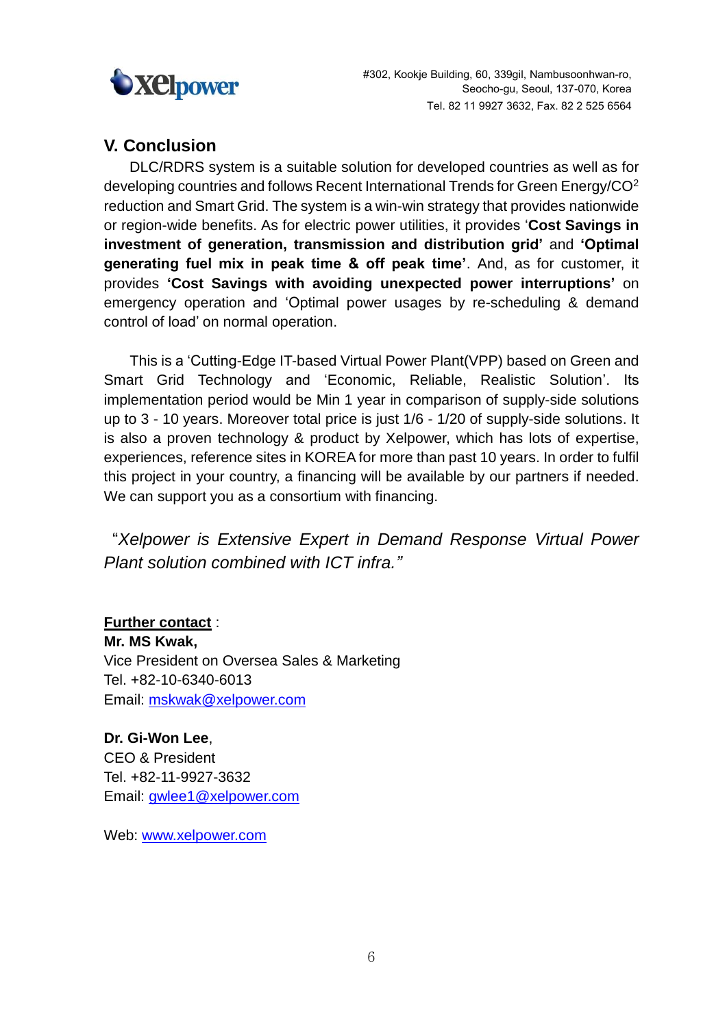## V. Conclusion

DLC/RDRS system is a suitable solution for developed countries as well as for developing countries and follows Recent International Trends for Green Energy/$CO^2$ reduction and Smart Grid. The system is a win-win strategy that provides nationwide or region-wide benefits. As for electric power utilities, it provides '**Cost Savings in investment of generation, transmission and distribution grid'** and **'Optimal generating fuel mix in peak time & off peak time'**. And, as for customer, it provides **'Cost Savings with avoiding unexpected power interruptions'** on emergency operation and 'Optimal power usages by re-scheduling & demand control of load' on normal operation.

This is a 'Cutting-Edge IT-based Virtual Power Plant(VPP) based on Green and Smart Grid Technology and 'Economic, Reliable, Realistic Solution'. Its implementation period would be Min 1 year in comparison of supply-side solutions up to 3 - 10 years. Moreover total price is just 1/6 - 1/20 of supply-side solutions. It is also a proven technology & product by Xelpower, which has lots of expertise, experiences, reference sites in KOREA for more than past 10 years. In order to fulfil this project in your country, a financing will be available by our partners if needed. We can support you as a consortium with financing.

*"Xelpower is Extensive Expert in Demand Response Virtual Power Plant solution combined with ICT infra."*

**Further contact** :
**Mr. MS Kwak,**
Vice President on Oversea Sales & Marketing
Tel. +82-10-6340-6013
Email: mskwak@xelpower.com

**Dr. Gi-Won Lee**,
CEO & President
Tel. +82-11-9927-3632
Email: gwlee1@xelpower.com

Web: www.xelpower.com